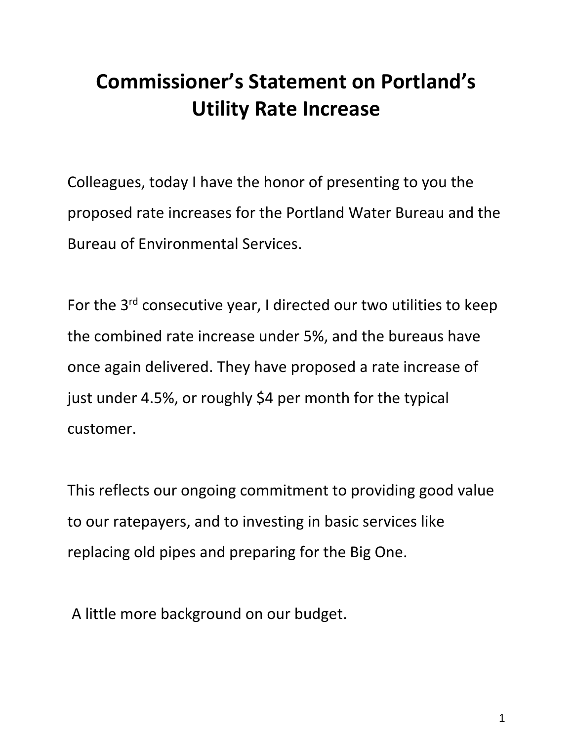# Commissioner's Statement on Portland's Utility Rate Increase

Colleagues, today I have the honor of presenting to you the proposed rate increases for the Portland Water Bureau and the Bureau of Environmental Services.

For the 3rd consecutive year, I directed our two utilities to keep the combined rate increase under 5%, and the bureaus have once again delivered. They have proposed a rate increase of just under 4.5%, or roughly $4 per month for the typical customer.

This reflects our ongoing commitment to providing good value to our ratepayers, and to investing in basic services like replacing old pipes and preparing for the Big One.

A little more background on our budget.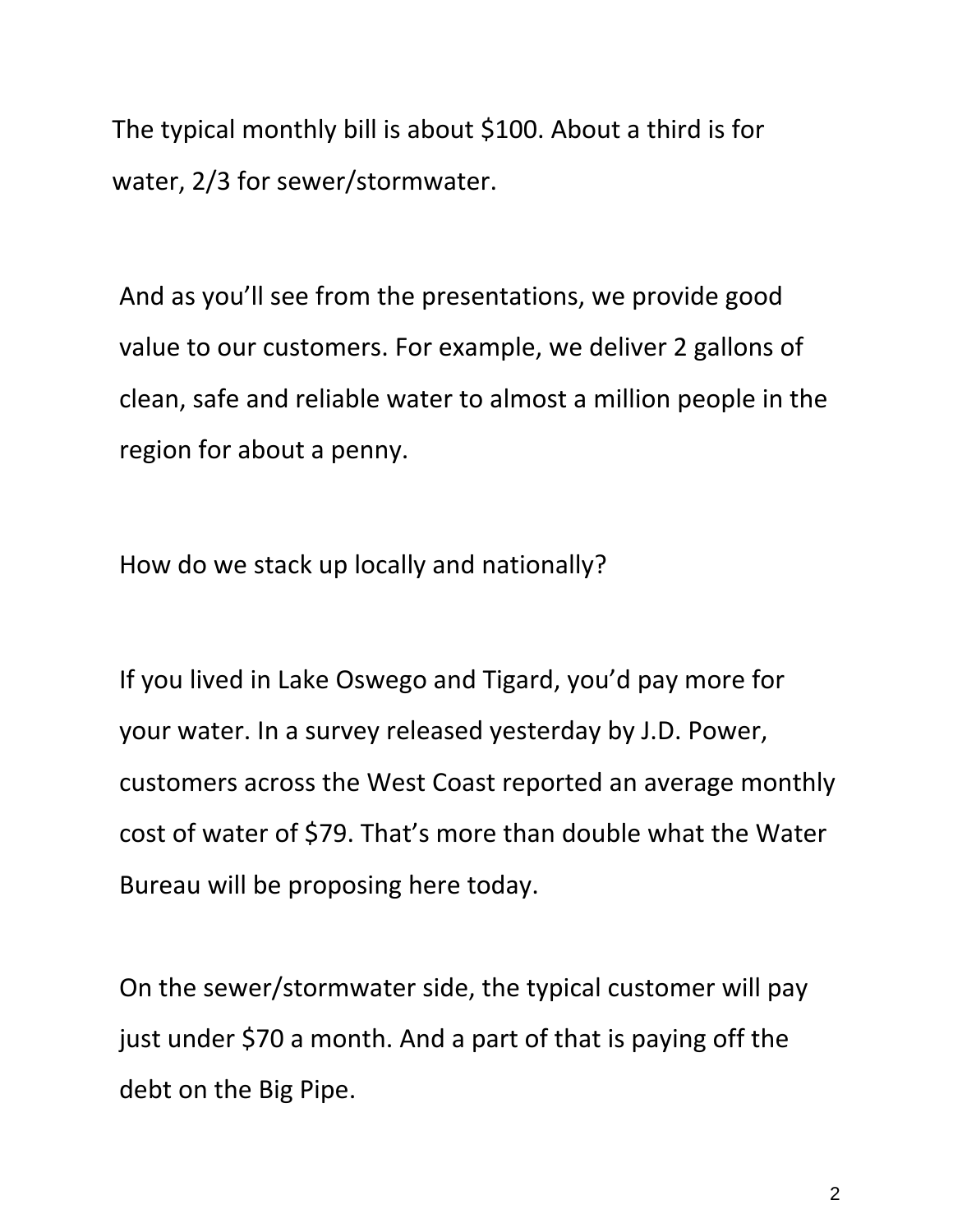The typical monthly bill is about $100. About a third is for water, 2/3 for sewer/stormwater.

And as you'll see from the presentations, we provide good value to our customers. For example, we deliver 2 gallons of clean, safe and reliable water to almost a million people in the region for about a penny.

How do we stack up locally and nationally?

If you lived in Lake Oswego and Tigard, you'd pay more for your water. In a survey released yesterday by J.D. Power, customers across the West Coast reported an average monthly cost of water of $79. That's more than double what the Water Bureau will be proposing here today.

On the sewer/stormwater side, the typical customer will pay just under $70 a month. And a part of that is paying off the debt on the Big Pipe.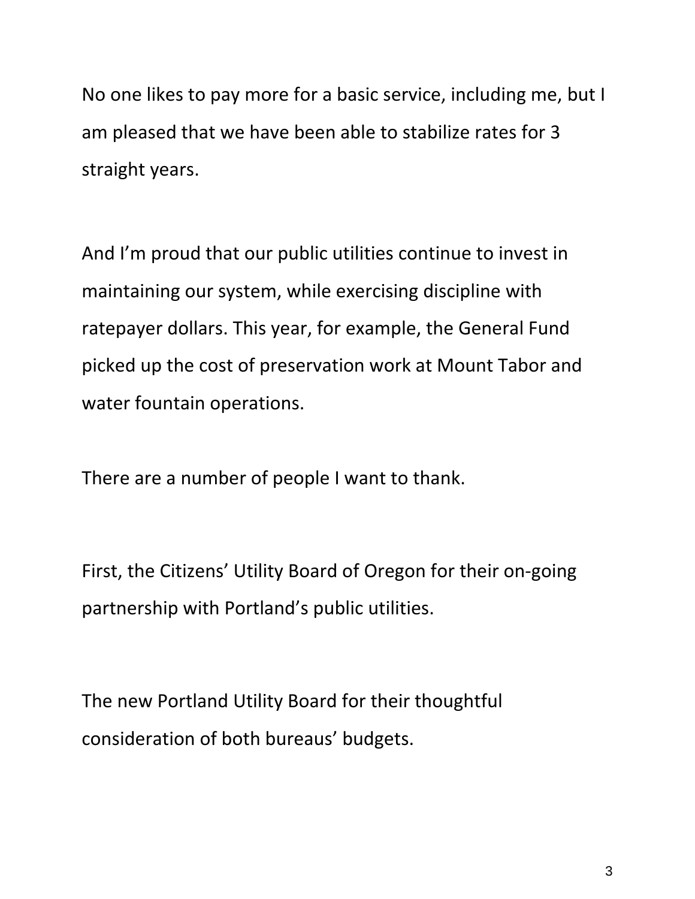No one likes to pay more for a basic service, including me, but I am pleased that we have been able to stabilize rates for 3 straight years.

And I'm proud that our public utilities continue to invest in maintaining our system, while exercising discipline with ratepayer dollars. This year, for example, the General Fund picked up the cost of preservation work at Mount Tabor and water fountain operations.

There are a number of people I want to thank.

First, the Citizens' Utility Board of Oregon for their on-going partnership with Portland's public utilities.

The new Portland Utility Board for their thoughtful consideration of both bureaus' budgets.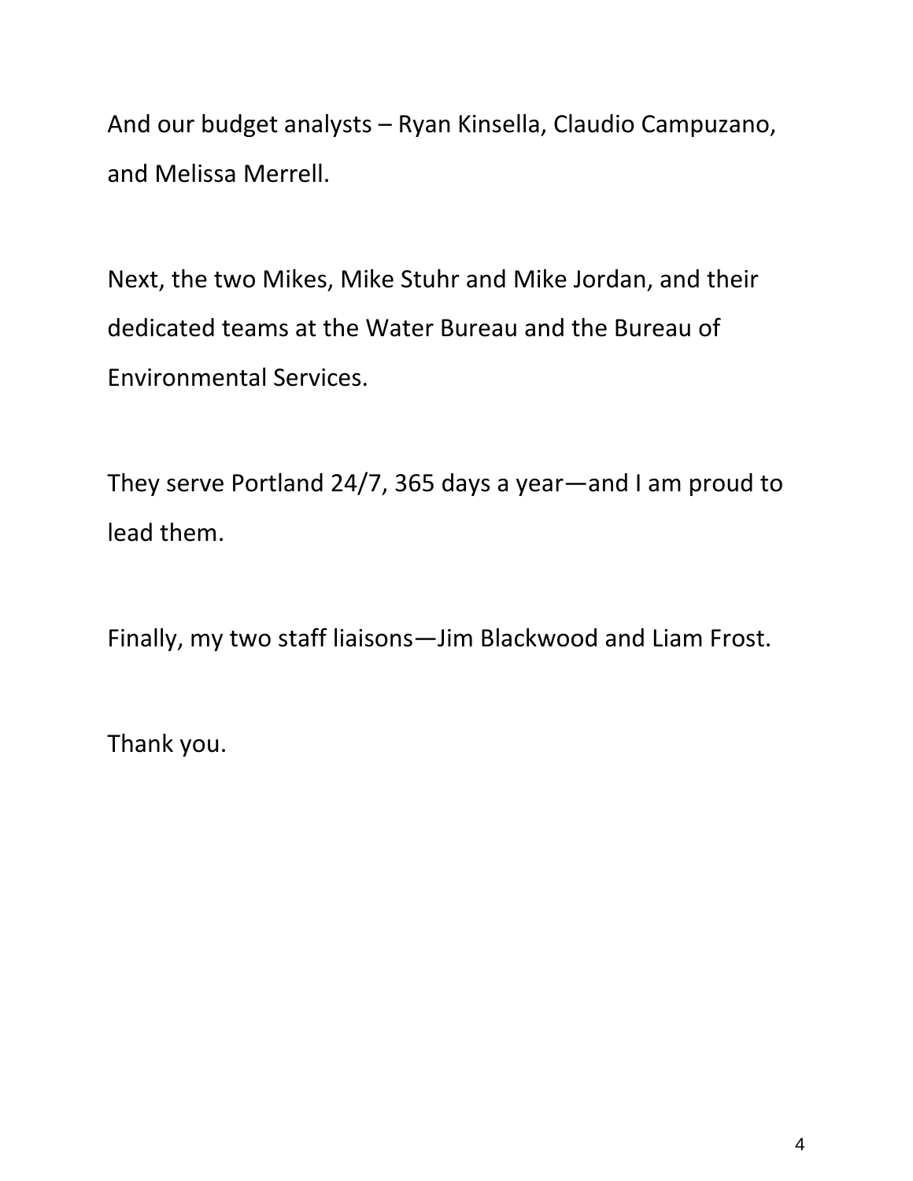And our budget analysts – Ryan Kinsella, Claudio Campuzano, and Melissa Merrell.

Next, the two Mikes, Mike Stuhr and Mike Jordan, and their dedicated teams at the Water Bureau and the Bureau of Environmental Services.

They serve Portland 24/7, 365 days a year—and I am proud to lead them.

Finally, my two staff liaisons—Jim Blackwood and Liam Frost.

Thank you.